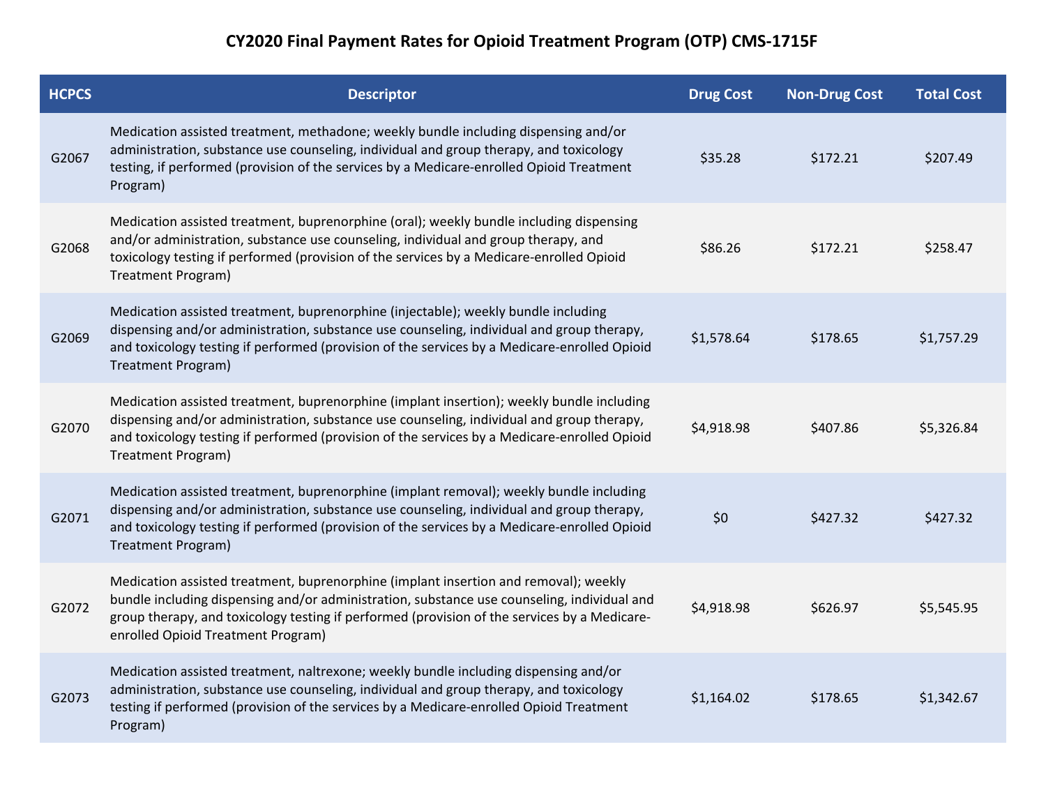# CY2020 Final Payment Rates for Opioid Treatment Program (OTP) CMS-1715F

| HCPCS | Descriptor | Drug Cost | Non-Drug Cost | Total Cost |
|---|---|---|---|---|
| G2067 | Medication assisted treatment, methadone; weekly bundle including dispensing and/or administration, substance use counseling, individual and group therapy, and toxicology testing, if performed (provision of the services by a Medicare-enrolled Opioid Treatment Program) | $35.28 | $172.21 | $207.49 |
| G2068 | Medication assisted treatment, buprenorphine (oral); weekly bundle including dispensing and/or administration, substance use counseling, individual and group therapy, and toxicology testing if performed (provision of the services by a Medicare-enrolled Opioid Treatment Program) | $86.26 | $172.21 | $258.47 |
| G2069 | Medication assisted treatment, buprenorphine (injectable); weekly bundle including dispensing and/or administration, substance use counseling, individual and group therapy, and toxicology testing if performed (provision of the services by a Medicare-enrolled Opioid Treatment Program) | $1,578.64 | $178.65 | $1,757.29 |
| G2070 | Medication assisted treatment, buprenorphine (implant insertion); weekly bundle including dispensing and/or administration, substance use counseling, individual and group therapy, and toxicology testing if performed (provision of the services by a Medicare-enrolled Opioid Treatment Program) | $4,918.98 | $407.86 | $5,326.84 |
| G2071 | Medication assisted treatment, buprenorphine (implant removal); weekly bundle including dispensing and/or administration, substance use counseling, individual and group therapy, and toxicology testing if performed (provision of the services by a Medicare-enrolled Opioid Treatment Program) | $0 | $427.32 | $427.32 |
| G2072 | Medication assisted treatment, buprenorphine (implant insertion and removal); weekly bundle including dispensing and/or administration, substance use counseling, individual and group therapy, and toxicology testing if performed (provision of the services by a Medicare-enrolled Opioid Treatment Program) | $4,918.98 | $626.97 | $5,545.95 |
| G2073 | Medication assisted treatment, naltrexone; weekly bundle including dispensing and/or administration, substance use counseling, individual and group therapy, and toxicology testing if performed (provision of the services by a Medicare-enrolled Opioid Treatment Program) | $1,164.02 | $178.65 | $1,342.67 |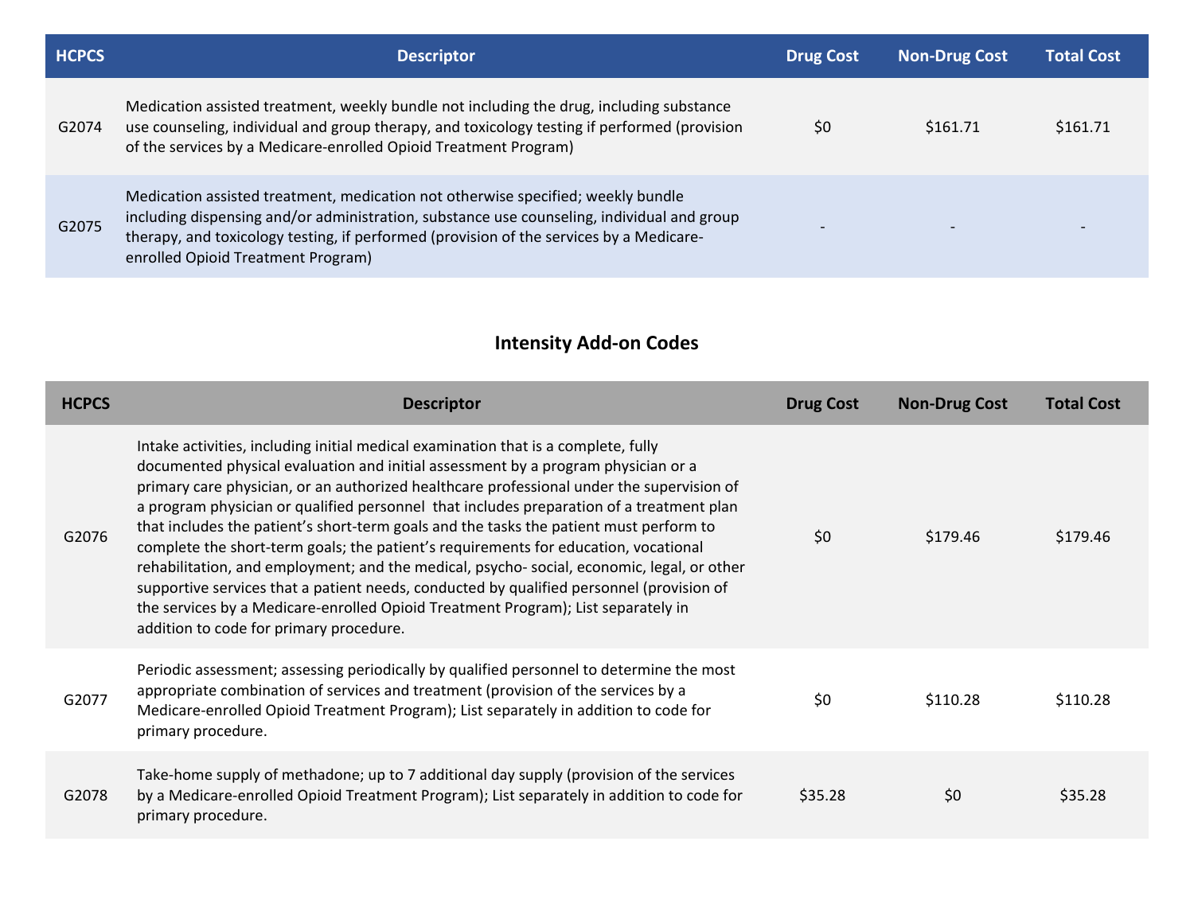| HCPCS | Descriptor | Drug Cost | Non-Drug Cost | Total Cost |
|---|---|---|---|---|
| G2074 | Medication assisted treatment, weekly bundle not including the drug, including substance use counseling, individual and group therapy, and toxicology testing if performed (provision of the services by a Medicare-enrolled Opioid Treatment Program) | $0 | $161.71 | $161.71 |
| G2075 | Medication assisted treatment, medication not otherwise specified; weekly bundle including dispensing and/or administration, substance use counseling, individual and group therapy, and toxicology testing, if performed (provision of the services by a Medicare-enrolled Opioid Treatment Program) | - | - | - |

## Intensity Add-on Codes

| HCPCS | Descriptor | Drug Cost | Non-Drug Cost | Total Cost |
|---|---|---|---|---|
| G2076 | Intake activities, including initial medical examination that is a complete, fully documented physical evaluation and initial assessment by a program physician or a primary care physician, or an authorized healthcare professional under the supervision of a program physician or qualified personnel that includes preparation of a treatment plan that includes the patient's short-term goals and the tasks the patient must perform to complete the short-term goals; the patient's requirements for education, vocational rehabilitation, and employment; and the medical, psycho- social, economic, legal, or other supportive services that a patient needs, conducted by qualified personnel (provision of the services by a Medicare-enrolled Opioid Treatment Program); List separately in addition to code for primary procedure. | $0 | $179.46 | $179.46 |
| G2077 | Periodic assessment; assessing periodically by qualified personnel to determine the most appropriate combination of services and treatment (provision of the services by a Medicare-enrolled Opioid Treatment Program); List separately in addition to code for primary procedure. | $0 | $110.28 | $110.28 |
| G2078 | Take-home supply of methadone; up to 7 additional day supply (provision of the services by a Medicare-enrolled Opioid Treatment Program); List separately in addition to code for primary procedure. | $35.28 | $0 | $35.28 |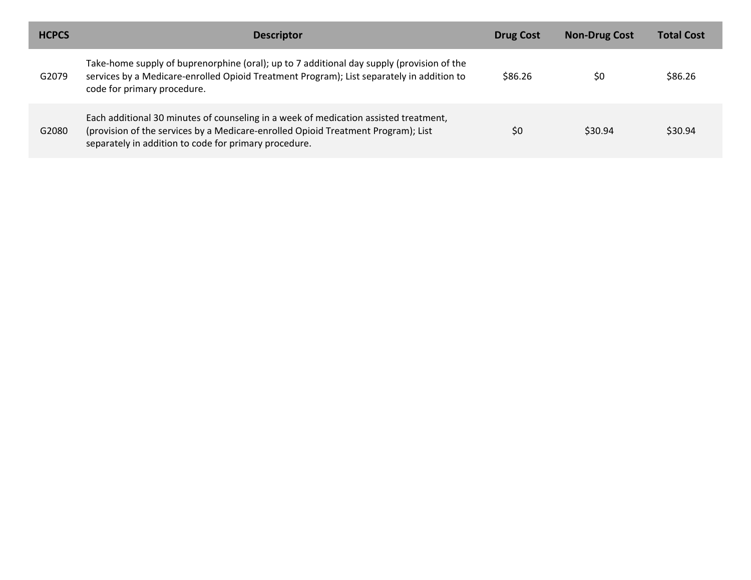| HCPCS | Descriptor | Drug Cost | Non-Drug Cost | Total Cost |
| --- | --- | --- | --- | --- |
| G2079 | Take-home supply of buprenorphine (oral); up to 7 additional day supply (provision of the services by a Medicare-enrolled Opioid Treatment Program); List separately in addition to code for primary procedure. | $86.26 | $0 | $86.26 |
| G2080 | Each additional 30 minutes of counseling in a week of medication assisted treatment, (provision of the services by a Medicare-enrolled Opioid Treatment Program); List separately in addition to code for primary procedure. | $0 | $30.94 | $30.94 |